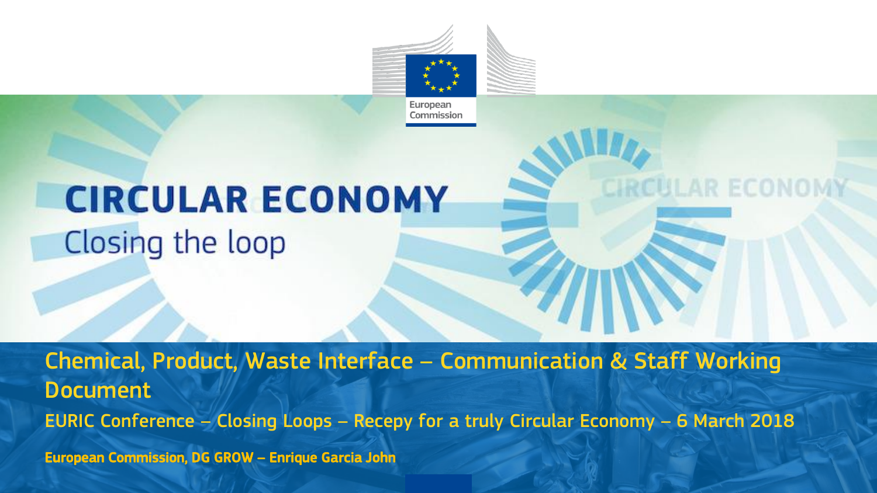European Commission

# CIRCULAR ECONOMY

Closing the loop

## Chemical, Product, Waste Interface – Communication & Staff Working Document

EURIC Conference – Closing Loops – Recepy for a truly Circular Economy – 6 March 2018

**European Commission, DG GROW – Enrique Garcia John**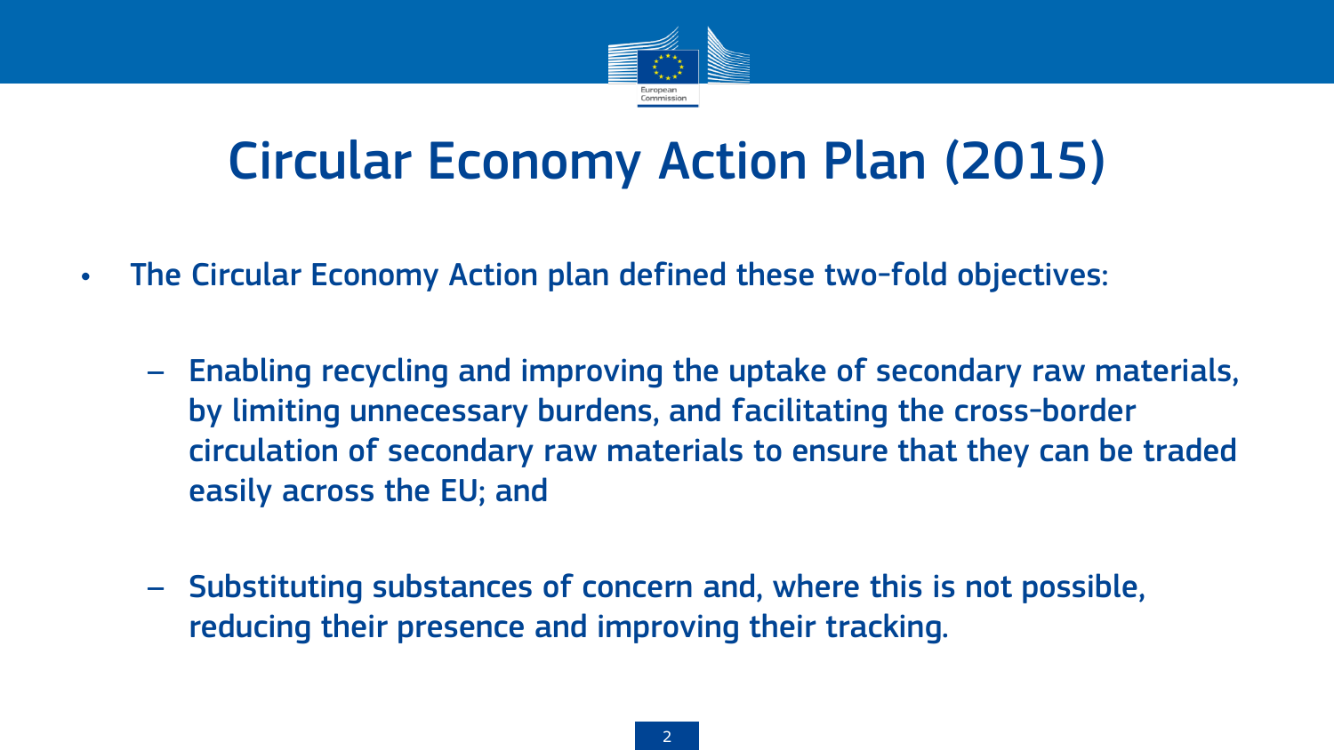# Circular Economy Action Plan (2015)

- The Circular Economy Action plan defined these two-fold objectives:
  - Enabling recycling and improving the uptake of secondary raw materials, by limiting unnecessary burdens, and facilitating the cross-border circulation of secondary raw materials to ensure that they can be traded easily across the EU; and
  - Substituting substances of concern and, where this is not possible, reducing their presence and improving their tracking.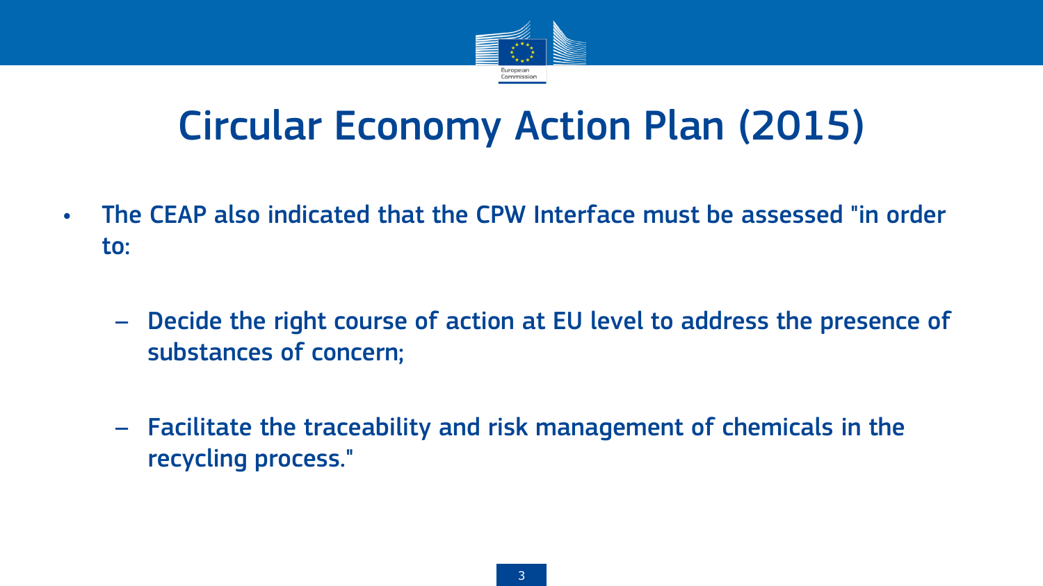# Circular Economy Action Plan (2015)

- The CEAP also indicated that the CPW Interface must be assessed "in order to:
  - Decide the right course of action at EU level to address the presence of substances of concern;
  - Facilitate the traceability and risk management of chemicals in the recycling process."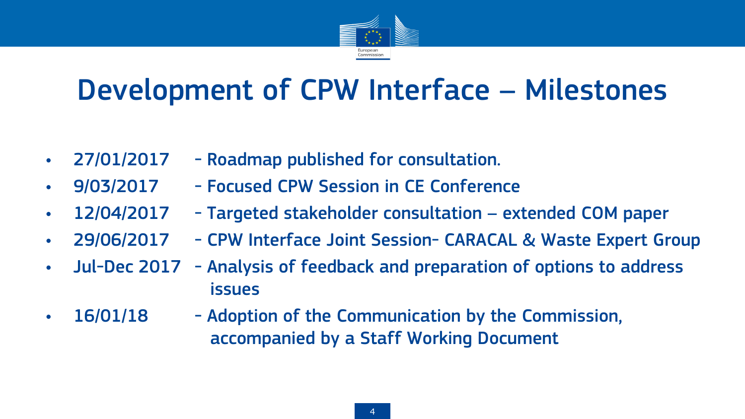# Development of CPW Interface – Milestones

- 27/01/2017 - Roadmap published for consultation.
- 9/03/2017 - Focused CPW Session in CE Conference
- 12/04/2017 - Targeted stakeholder consultation – extended COM paper
- 29/06/2017 - CPW Interface Joint Session- CARACAL & Waste Expert Group
- Jul-Dec 2017 - Analysis of feedback and preparation of options to address issues
- 16/01/18 - Adoption of the Communication by the Commission, accompanied by a Staff Working Document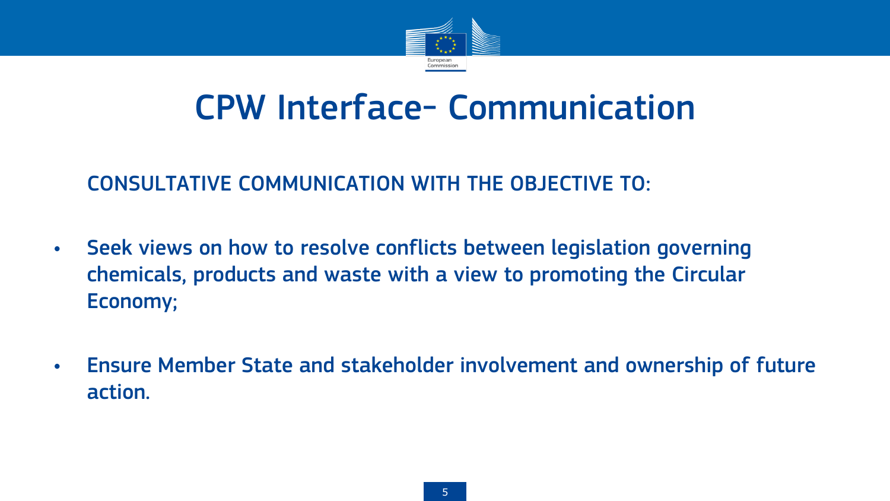# CPW Interface- Communication

CONSULTATIVE COMMUNICATION WITH THE OBJECTIVE TO:

- Seek views on how to resolve conflicts between legislation governing chemicals, products and waste with a view to promoting the Circular Economy;
- Ensure Member State and stakeholder involvement and ownership of future action.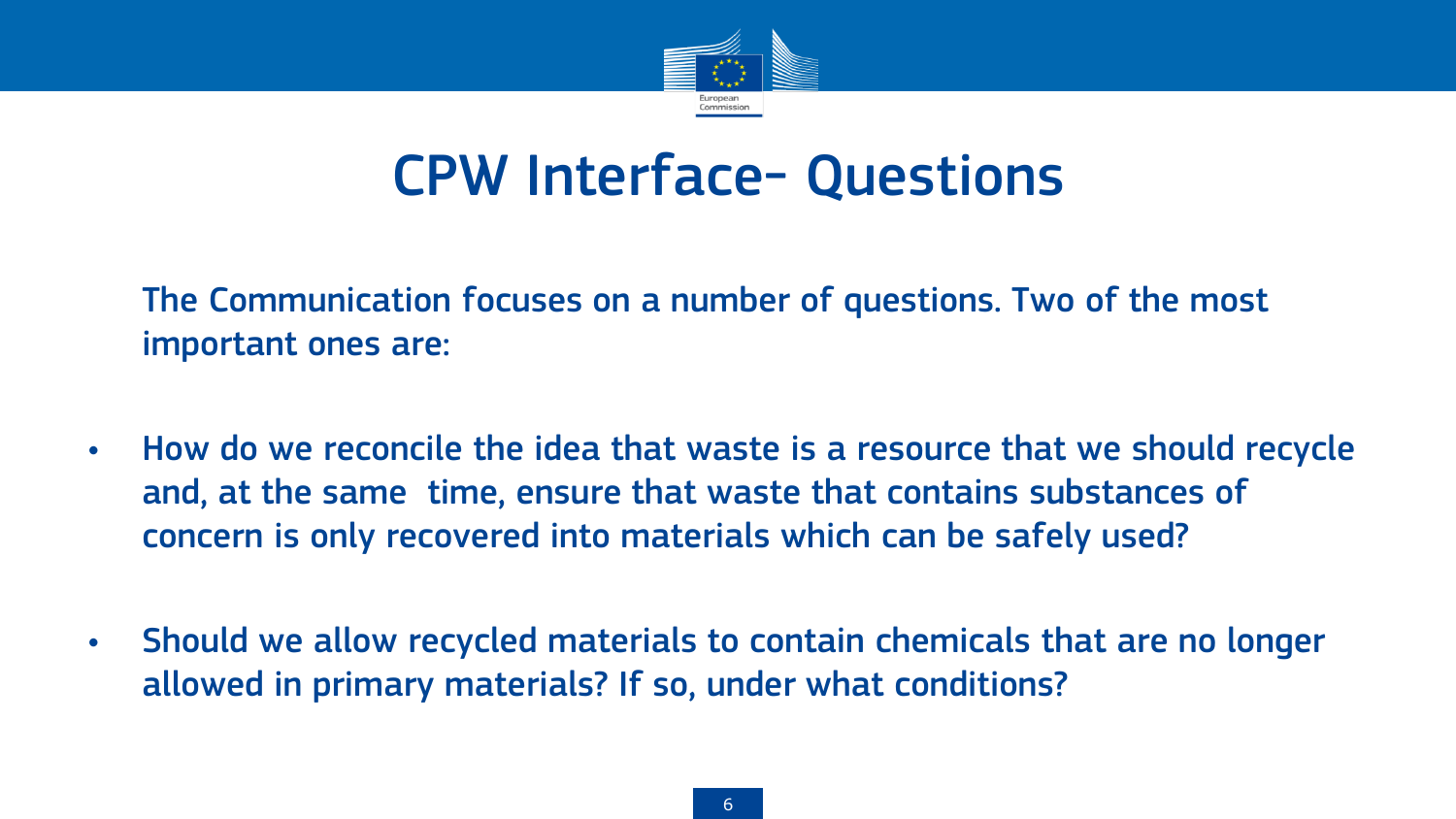# CPW Interface- Questions

The Communication focuses on a number of questions. Two of the most important ones are:

- How do we reconcile the idea that waste is a resource that we should recycle and, at the same time, ensure that waste that contains substances of concern is only recovered into materials which can be safely used?
- Should we allow recycled materials to contain chemicals that are no longer allowed in primary materials? If so, under what conditions?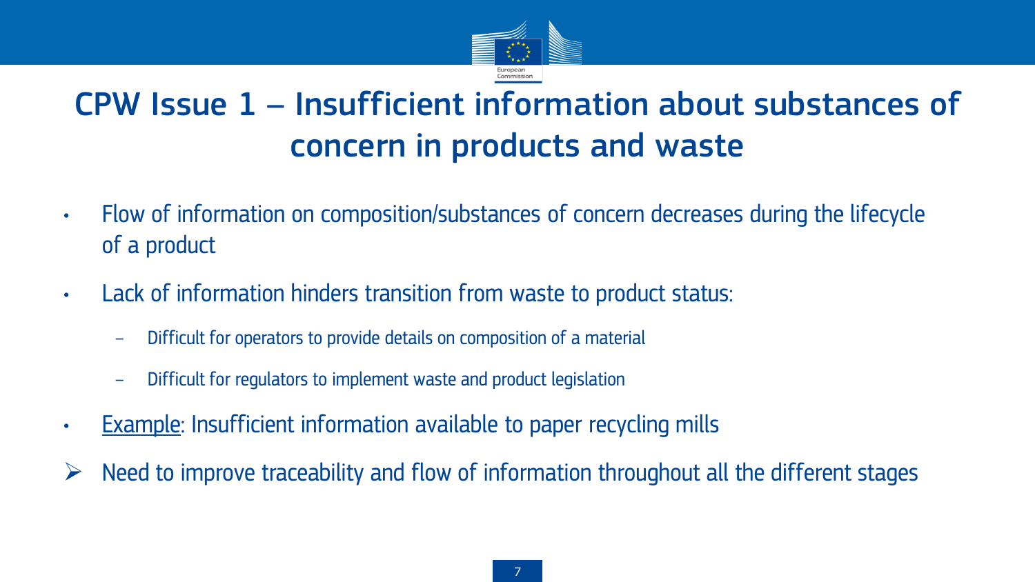# CPW Issue 1 – Insufficient information about substances of concern in products and waste

- Flow of information on composition/substances of concern decreases during the lifecycle of a product
- Lack of information hinders transition from waste to product status:
  - Difficult for operators to provide details on composition of a material
  - Difficult for regulators to implement waste and product legislation
- Example: Insufficient information available to paper recycling mills

➢ Need to improve traceability and flow of information throughout all the different stages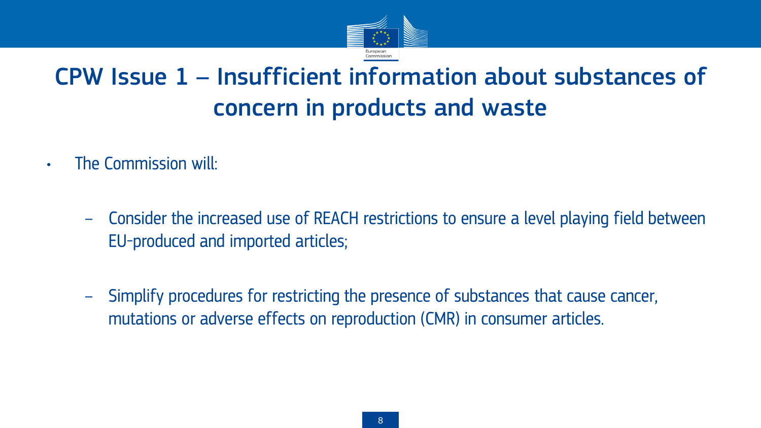# CPW Issue 1 – Insufficient information about substances of concern in products and waste

- The Commission will:
  - Consider the increased use of REACH restrictions to ensure a level playing field between EU-produced and imported articles;
  - Simplify procedures for restricting the presence of substances that cause cancer, mutations or adverse effects on reproduction (CMR) in consumer articles.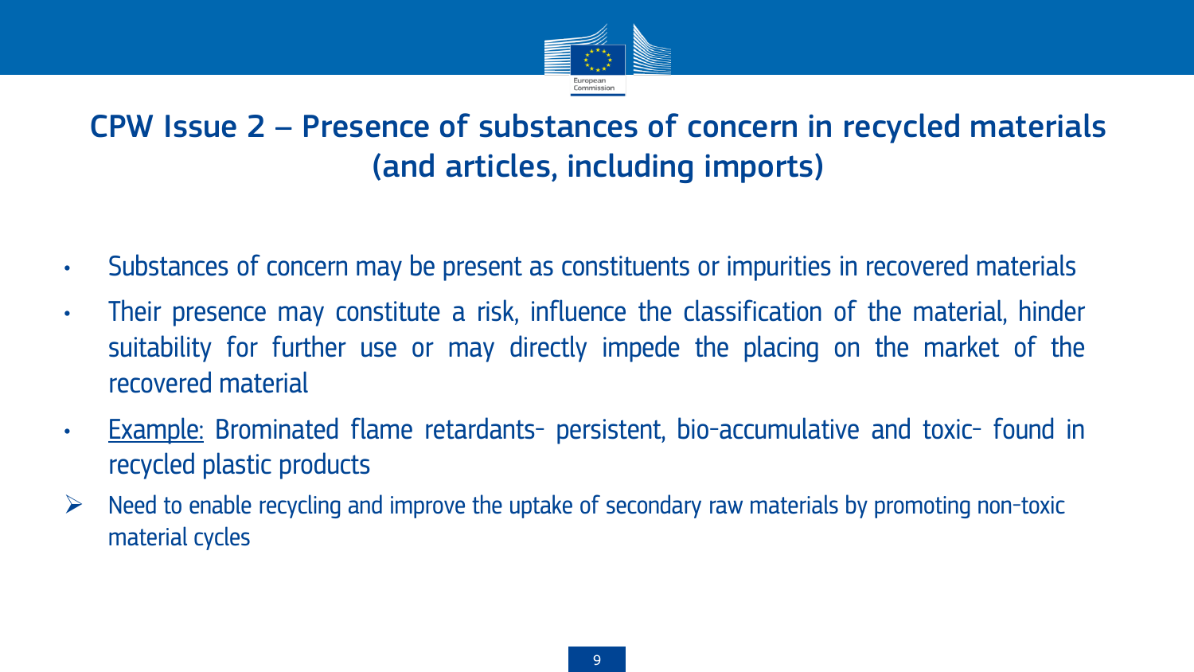# CPW Issue 2 – Presence of substances of concern in recycled materials (and articles, including imports)

- Substances of concern may be present as constituents or impurities in recovered materials
- Their presence may constitute a risk, influence the classification of the material, hinder suitability for further use or may directly impede the placing on the market of the recovered material
- Example: Brominated flame retardants- persistent, bio-accumulative and toxic- found in recycled plastic products

➢ Need to enable recycling and improve the uptake of secondary raw materials by promoting non-toxic material cycles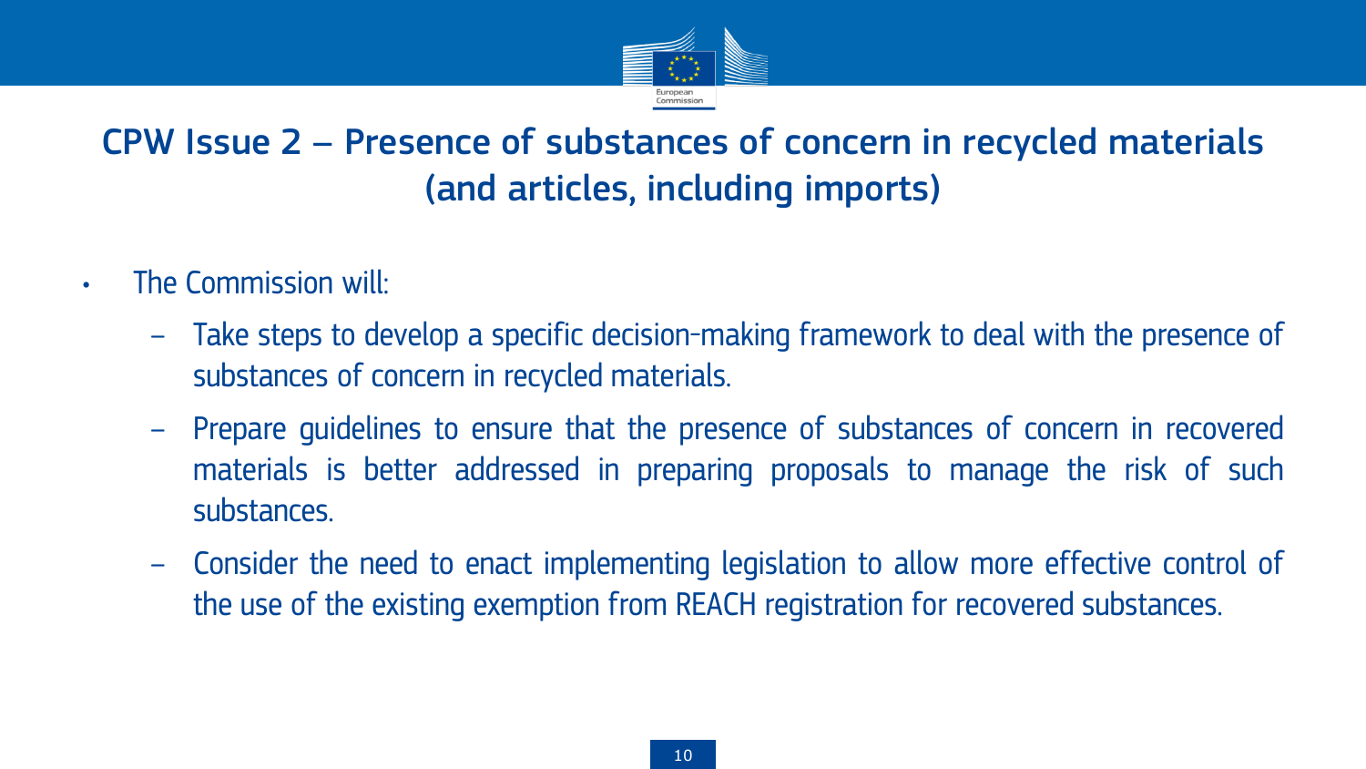# CPW Issue 2 – Presence of substances of concern in recycled materials (and articles, including imports)

- The Commission will:
  - Take steps to develop a specific decision-making framework to deal with the presence of substances of concern in recycled materials.
  - Prepare guidelines to ensure that the presence of substances of concern in recovered materials is better addressed in preparing proposals to manage the risk of such substances.
  - Consider the need to enact implementing legislation to allow more effective control of the use of the existing exemption from REACH registration for recovered substances.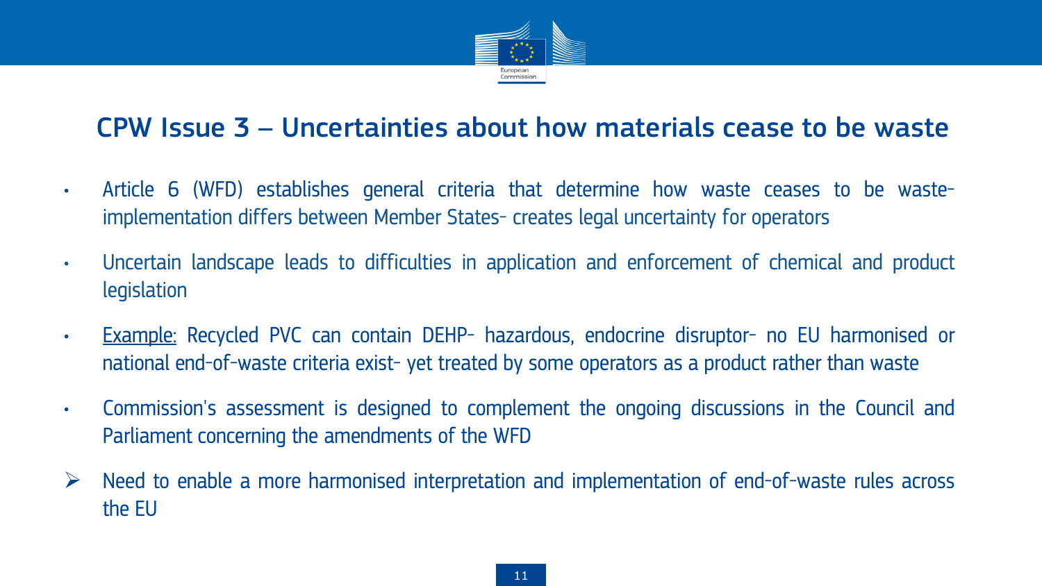## CPW Issue 3 – Uncertainties about how materials cease to be waste

- Article 6 (WFD) establishes general criteria that determine how waste ceases to be waste- implementation differs between Member States- creates legal uncertainty for operators
- Uncertain landscape leads to difficulties in application and enforcement of chemical and product legislation
- Example: Recycled PVC can contain DEHP- hazardous, endocrine disruptor- no EU harmonised or national end-of-waste criteria exist- yet treated by some operators as a product rather than waste
- Commission's assessment is designed to complement the ongoing discussions in the Council and Parliament concerning the amendments of the WFD

➢ Need to enable a more harmonised interpretation and implementation of end-of-waste rules across the EU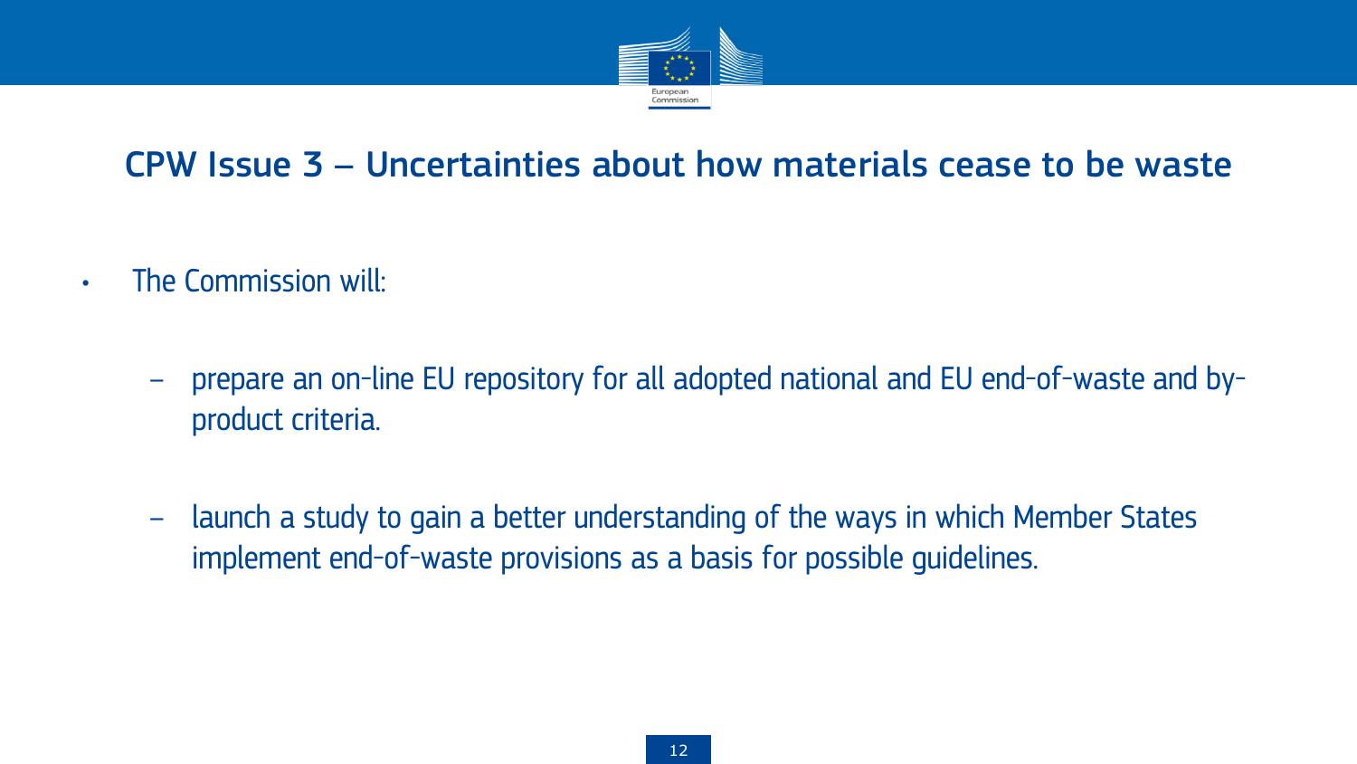## CPW Issue 3 – Uncertainties about how materials cease to be waste

- The Commission will:
  - prepare an on-line EU repository for all adopted national and EU end-of-waste and by-product criteria.
  - launch a study to gain a better understanding of the ways in which Member States implement end-of-waste provisions as a basis for possible guidelines.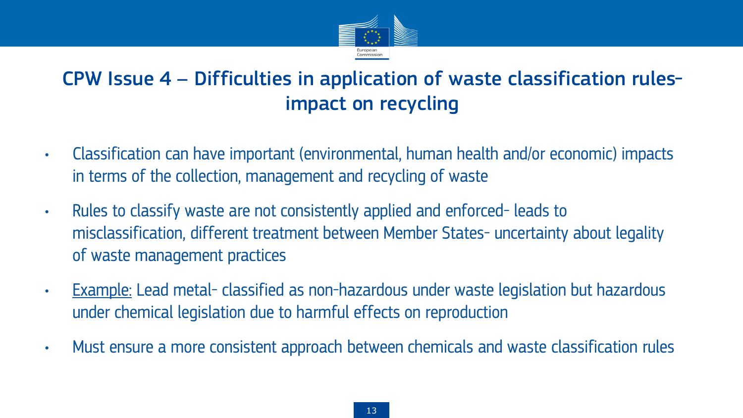## CPW Issue 4 – Difficulties in application of waste classification rules- impact on recycling

- Classification can have important (environmental, human health and/or economic) impacts in terms of the collection, management and recycling of waste
- Rules to classify waste are not consistently applied and enforced- leads to misclassification, different treatment between Member States- uncertainty about legality of waste management practices
- <u>Example:</u> Lead metal- classified as non-hazardous under waste legislation but hazardous under chemical legislation due to harmful effects on reproduction
- Must ensure a more consistent approach between chemicals and waste classification rules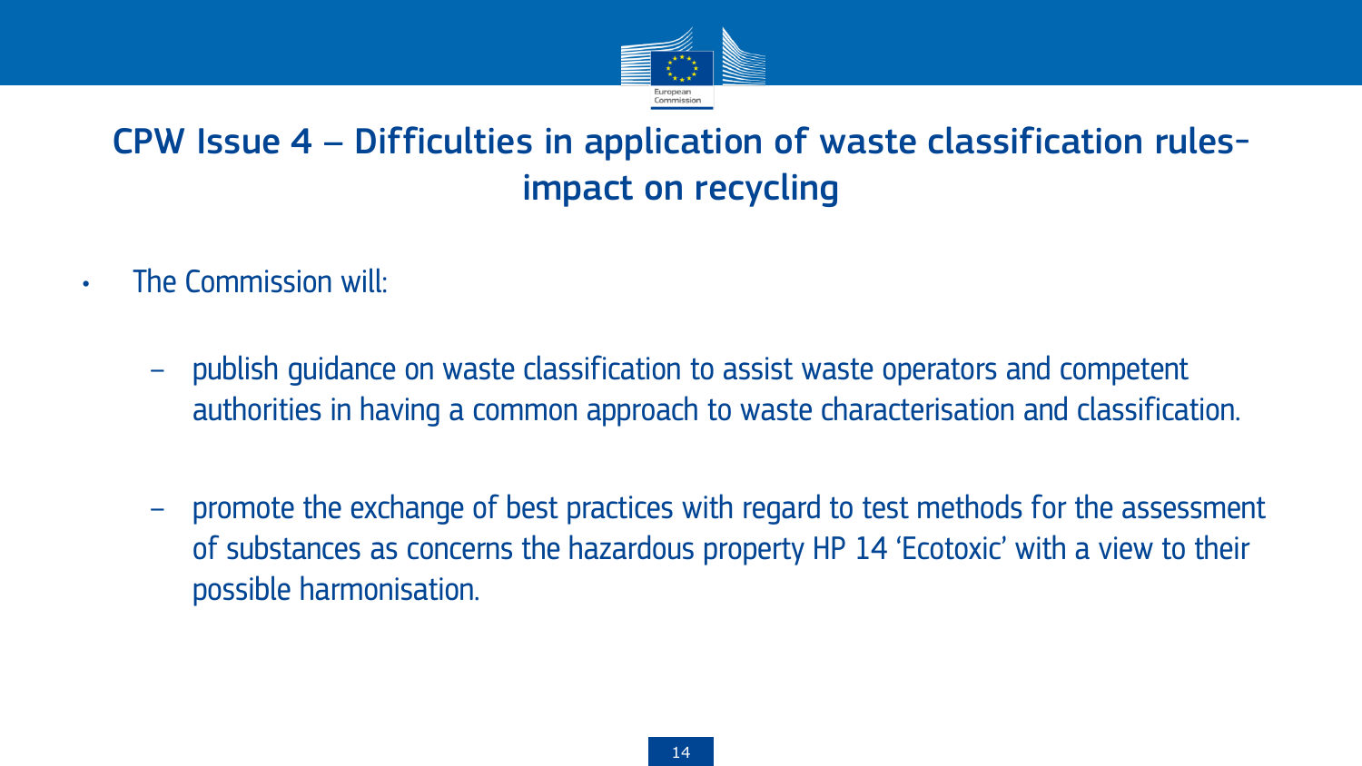## CPW Issue 4 – Difficulties in application of waste classification rules- impact on recycling

- The Commission will:
  - publish guidance on waste classification to assist waste operators and competent authorities in having a common approach to waste characterisation and classification.
  - promote the exchange of best practices with regard to test methods for the assessment of substances as concerns the hazardous property HP 14 'Ecotoxic' with a view to their possible harmonisation.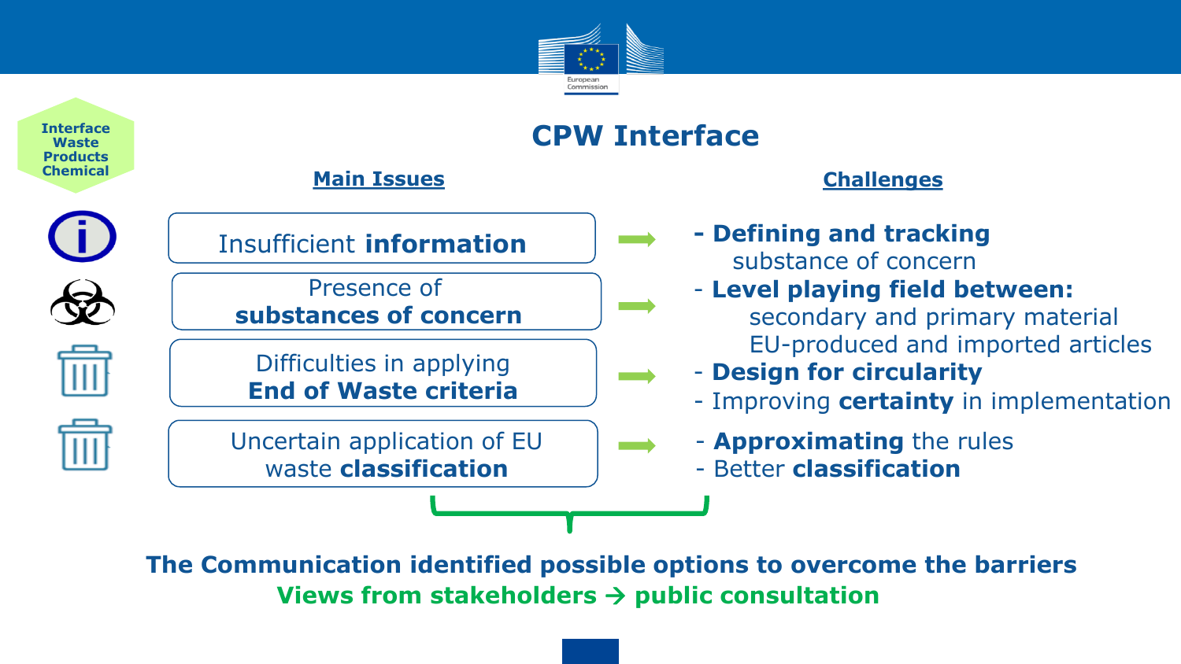Interface Waste Products Chemical

# CPW Interface

| Main Issues | Challenges |
| --- | --- |
| Insufficient **information** | - **Defining and tracking** substance of concern |
| Presence of **substances of concern** | - **Level playing field between:** secondary and primary material; EU-produced and imported articles |
| Difficulties in applying **End of Waste criteria** | - **Design for circularity**<br>- Improving **certainty** in implementation |
| Uncertain application of EU waste **classification** | - **Approximating** the rules<br>- Better **classification** |

**The Communication identified possible options to overcome the barriers**

**Views from stakeholders → public consultation**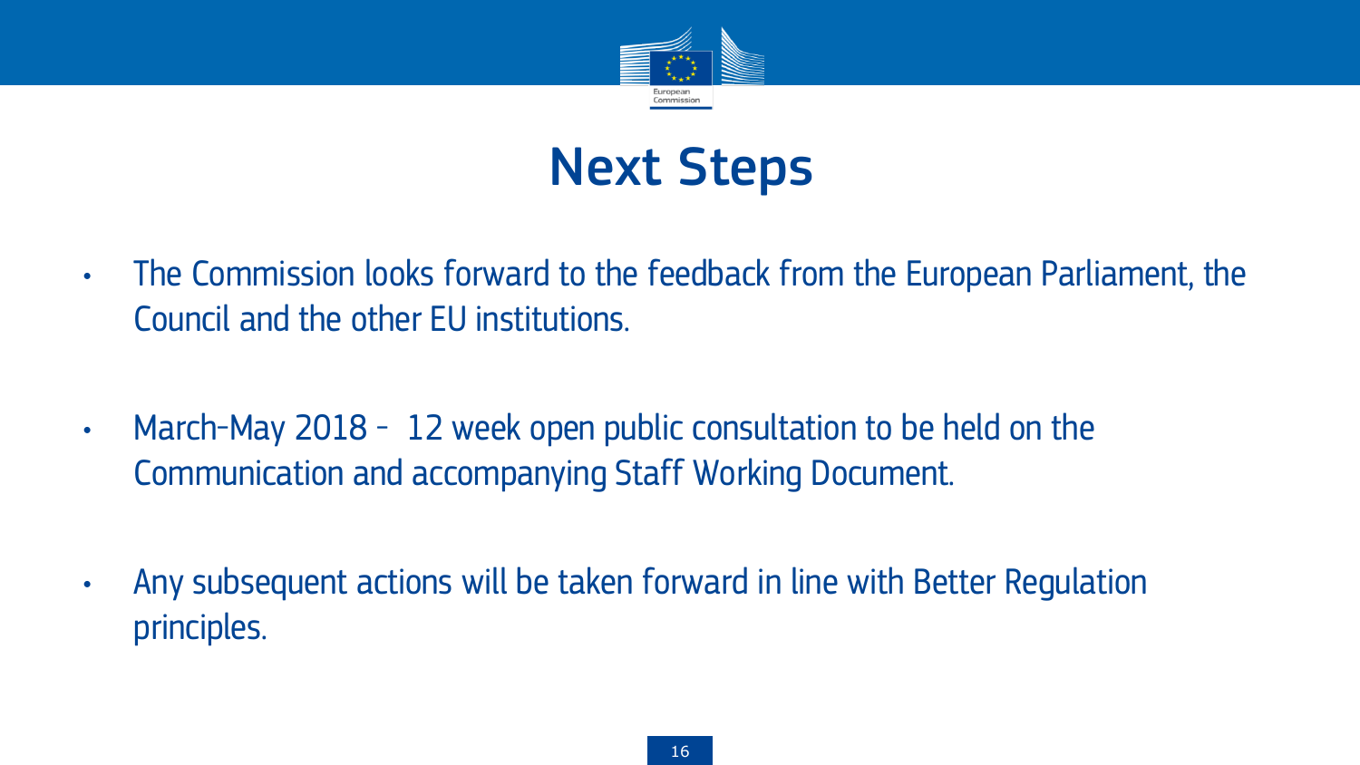# Next Steps

- The Commission looks forward to the feedback from the European Parliament, the Council and the other EU institutions.

- March-May 2018 – 12 week open public consultation to be held on the Communication and accompanying Staff Working Document.

- Any subsequent actions will be taken forward in line with Better Regulation principles.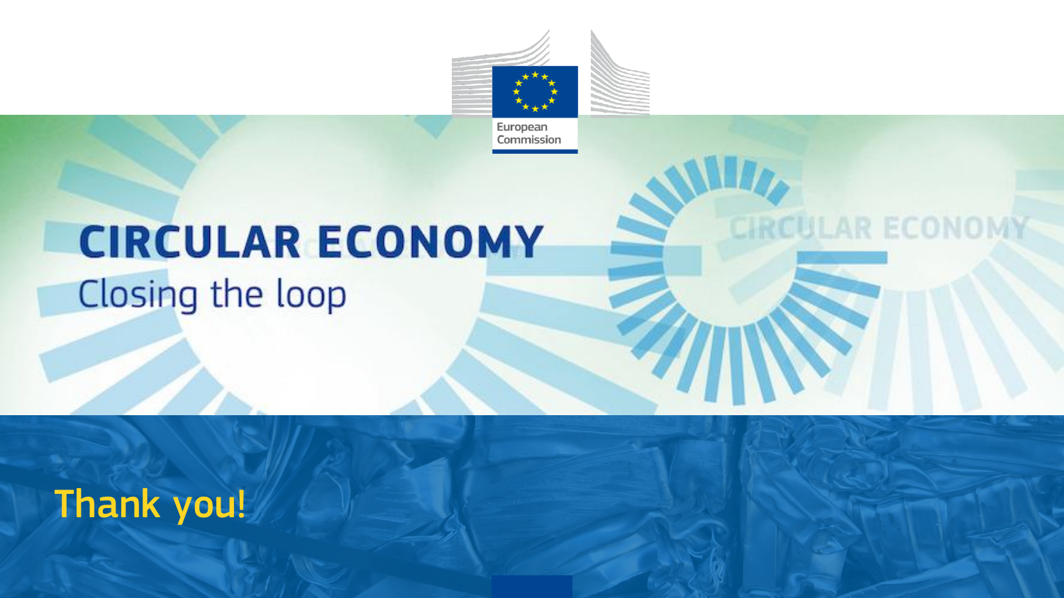European Commission

# CIRCULAR ECONOMY

Closing the loop

Thank you!